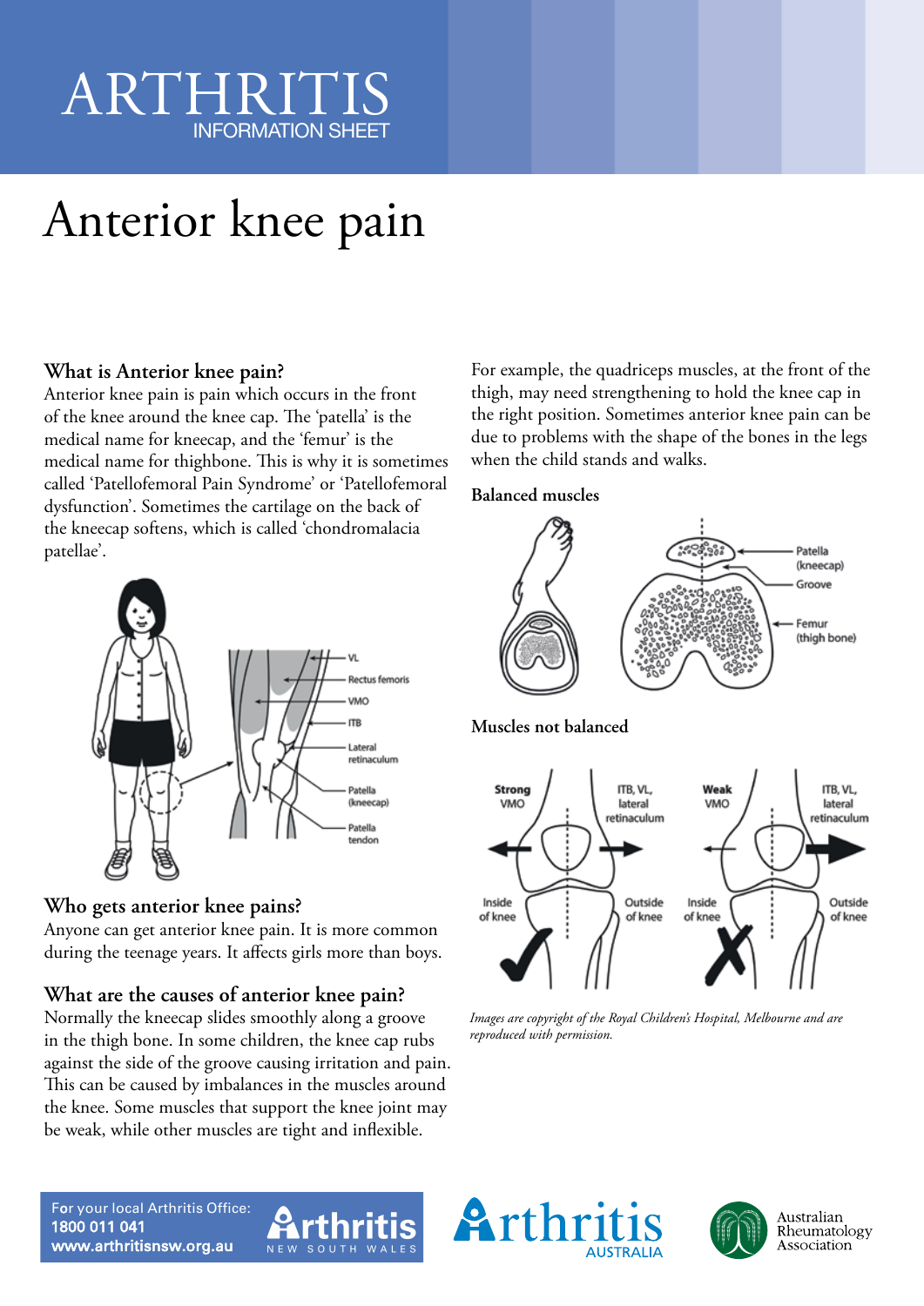# Anterior knee pain

### What is Anterior knee pain?

Anterior knee pain is pain which occurs in the front of the knee around the knee cap. The 'patella' is the medical name for kneecap, and the 'femur' is the medical name for thighbone. This is why it is sometimes called 'Patellofemoral Pain Syndrome' or 'Patellofemoral dysfunction'. Sometimes the cartilage on the back of the kneecap softens, which is called 'chondromalacia patellae'.

### Who gets anterior knee pains?

Anyone can get anterior knee pain. It is more common during the teenage years. It affects girls more than boys.

### What are the causes of anterior knee pain?

Normally the kneecap slides smoothly along a groove in the thigh bone. In some children, the knee cap rubs against the side of the groove causing irritation and pain. This can be caused by imbalances in the muscles around the knee. Some muscles that support the knee joint may be weak, while other muscles are tight and inflexible.

For example, the quadriceps muscles, at the front of the thigh, may need strengthening to hold the knee cap in the right position. Sometimes anterior knee pain can be due to problems with the shape of the bones in the legs when the child stands and walks.

**Balanced muscles**

**Muscles not balanced**

*Images are copyright of the Royal Children's Hospital, Melbourne and are reproduced with permission.*

For your local Arthritis Office:
**1800 011 041**
**www.arthritisnsw.org.au**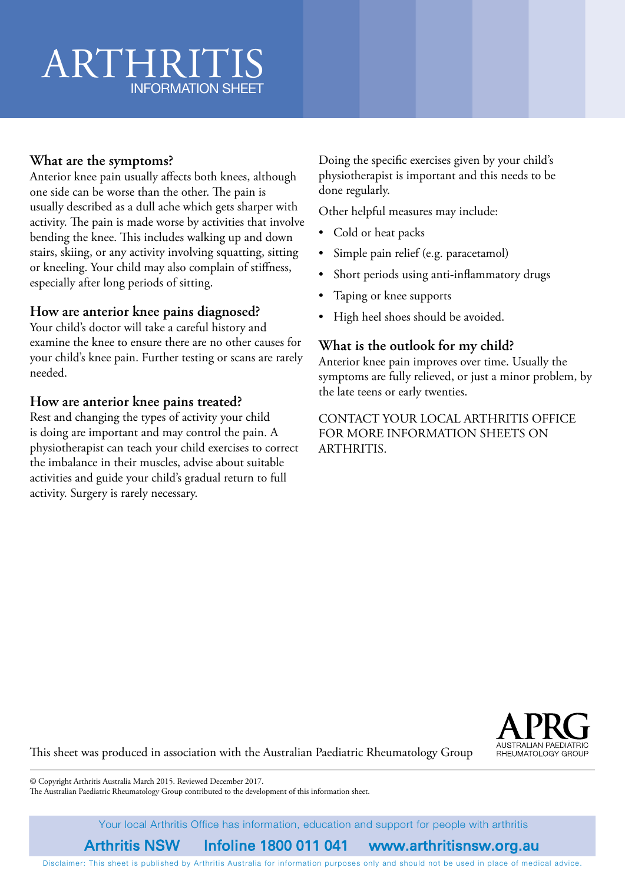# ARTHRITIS
INFORMATION SHEET

## What are the symptoms?

Anterior knee pain usually affects both knees, although one side can be worse than the other. The pain is usually described as a dull ache which gets sharper with activity. The pain is made worse by activities that involve bending the knee. This includes walking up and down stairs, skiing, or any activity involving squatting, sitting or kneeling. Your child may also complain of stiffness, especially after long periods of sitting.

## How are anterior knee pains diagnosed?

Your child's doctor will take a careful history and examine the knee to ensure there are no other causes for your child's knee pain. Further testing or scans are rarely needed.

## How are anterior knee pains treated?

Rest and changing the types of activity your child is doing are important and may control the pain. A physiotherapist can teach your child exercises to correct the imbalance in their muscles, advise about suitable activities and guide your child's gradual return to full activity. Surgery is rarely necessary.

Doing the specific exercises given by your child's physiotherapist is important and this needs to be done regularly.

Other helpful measures may include:

- Cold or heat packs
- Simple pain relief (e.g. paracetamol)
- Short periods using anti-inflammatory drugs
- Taping or knee supports
- High heel shoes should be avoided.

## What is the outlook for my child?

Anterior knee pain improves over time. Usually the symptoms are fully relieved, or just a minor problem, by the late teens or early twenties.

CONTACT YOUR LOCAL ARTHRITIS OFFICE FOR MORE INFORMATION SHEETS ON ARTHRITIS.

This sheet was produced in association with the Australian Paediatric Rheumatology Group

APRG AUSTRALIAN PAEDIATRIC RHEUMATOLOGY GROUP

© Copyright Arthritis Australia March 2015. Reviewed December 2017.
The Australian Paediatric Rheumatology Group contributed to the development of this information sheet.

Your local Arthritis Office has information, education and support for people with arthritis

**Arthritis NSW Infoline 1800 011 041 www.arthritisnsw.org.au**

Disclaimer: This sheet is published by Arthritis Australia for information purposes only and should not be used in place of medical advice.